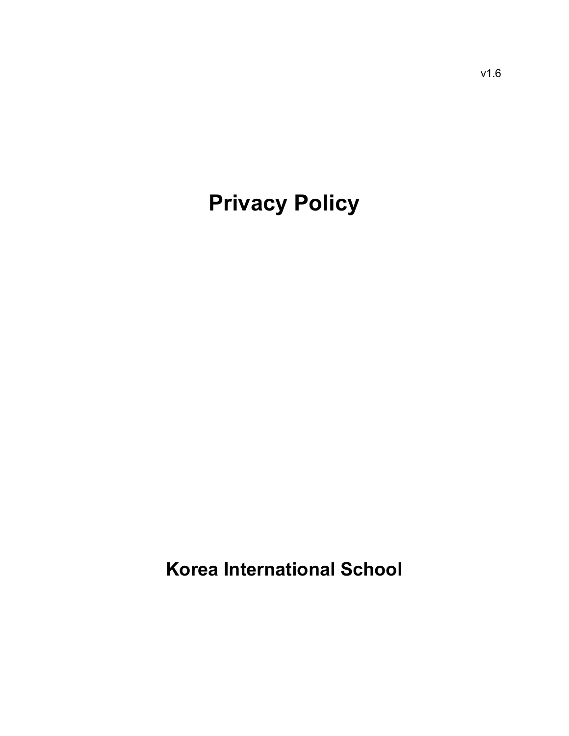v1.6

# Privacy Policy

## Korea International School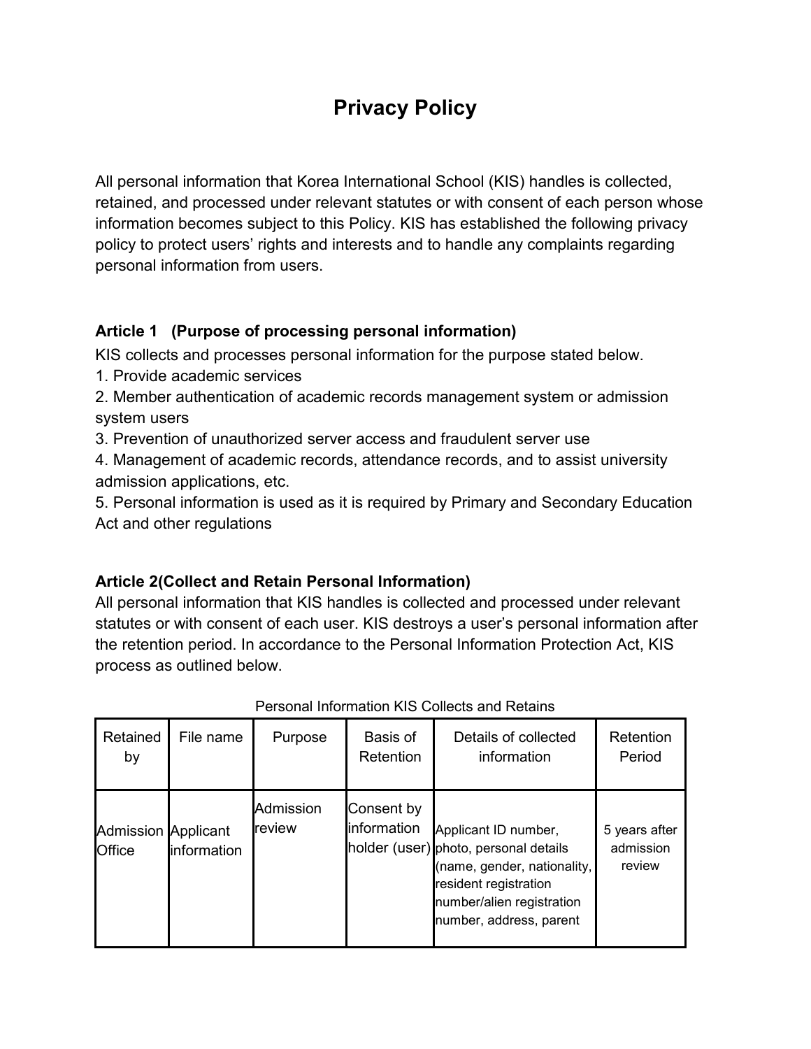# Privacy Policy

All personal information that Korea International School (KIS) handles is collected, retained, and processed under relevant statutes or with consent of each person whose information becomes subject to this Policy. KIS has established the following privacy policy to protect users' rights and interests and to handle any complaints regarding personal information from users.

### Article 1 (Purpose of processing personal information)

KIS collects and processes personal information for the purpose stated below.

1. Provide academic services
2. Member authentication of academic records management system or admission system users
3. Prevention of unauthorized server access and fraudulent server use
4. Management of academic records, attendance records, and to assist university admission applications, etc.
5. Personal information is used as it is required by Primary and Secondary Education Act and other regulations

### Article 2(Collect and Retain Personal Information)

All personal information that KIS handles is collected and processed under relevant statutes or with consent of each user. KIS destroys a user's personal information after the retention period. In accordance to the Personal Information Protection Act, KIS process as outlined below.

Personal Information KIS Collects and Retains

| Retained by | File name | Purpose | Basis of Retention | Details of collected information | Retention Period |
|---|---|---|---|---|---|
| Admission Office | Applicant information | Admission review | Consent by information holder (user) | Applicant ID number, photo, personal details (name, gender, nationality, resident registration number/alien registration number, address, parent | 5 years after admission review |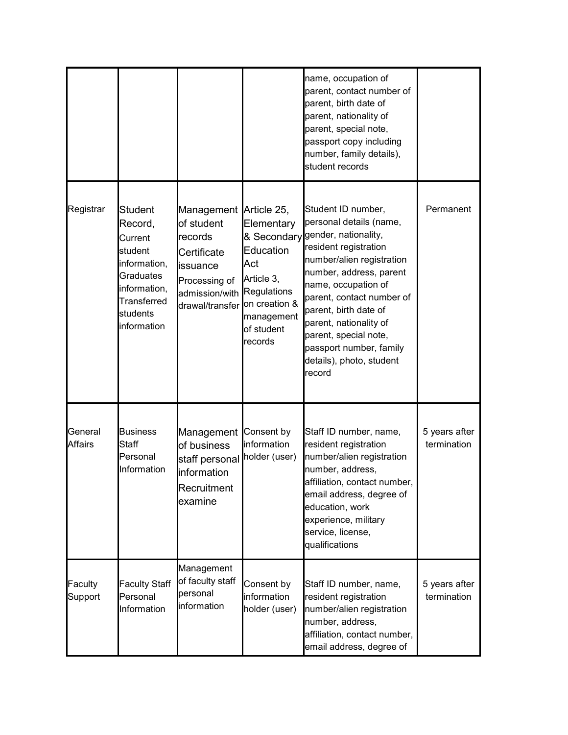| | | | | name, occupation of parent, contact number of parent, birth date of parent, nationality of parent, special note, passport copy including number, family details), student records | |
|---|---|---|---|---|---|
| Registrar | Student Record, Current student information, Graduates information, Transferred students information | Management of student records Certificate issuance Processing of admission/withdrawal/transfer | Article 25, Elementary & Secondary Education Act Article 3, Regulations on creation & management of student records | Student ID number, personal details (name, gender, nationality, resident registration number/alien registration number, address, parent name, occupation of parent, contact number of parent, birth date of parent, nationality of parent, special note, passport number, family details), photo, student record | Permanent |
| General Affairs | Business Staff Personal Information | Management of business staff personal information Recruitment examine | Consent by information holder (user) | Staff ID number, name, resident registration number/alien registration number, address, affiliation, contact number, email address, degree of education, work experience, military service, license, qualifications | 5 years after termination |
| Faculty Support | Faculty Staff Personal Information | Management of faculty staff personal information | Consent by information holder (user) | Staff ID number, name, resident registration number/alien registration number, address, affiliation, contact number, email address, degree of | 5 years after termination |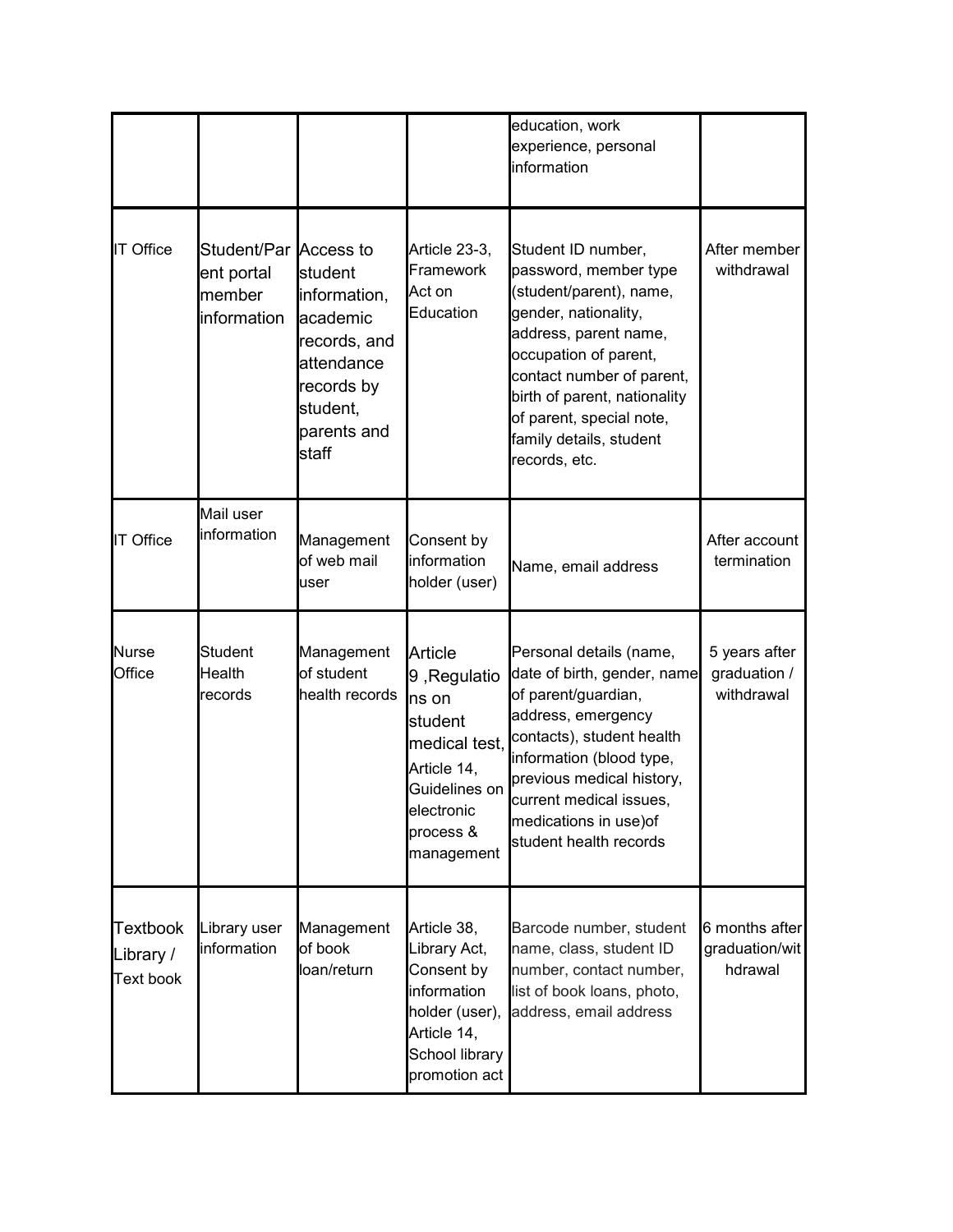| | | | | education, work experience, personal information | |
|---|---|---|---|---|---|
| IT Office | Student/Parent portal member information | Access to student information, academic records, and attendance records by student, parents and staff | Article 23-3, Framework Act on Education | Student ID number, password, member type (student/parent), name, gender, nationality, address, parent name, occupation of parent, contact number of parent, birth of parent, nationality of parent, special note, family details, student records, etc. | After member withdrawal |
| IT Office | Mail user information | Management of web mail user | Consent by information holder (user) | Name, email address | After account termination |
| Nurse Office | Student Health records | Management of student health records | Article 9 ,Regulations on student medical test, Article 14, Guidelines on electronic process & management | Personal details (name, date of birth, gender, name of parent/guardian, address, emergency contacts), student health information (blood type, previous medical history, current medical issues, medications in use)of student health records | 5 years after graduation / withdrawal |
| Textbook Library / Text book | Library user information | Management of book loan/return | Article 38, Library Act, Consent by information holder (user), Article 14, School library promotion act | Barcode number, student name, class, student ID number, contact number, list of book loans, photo, address, email address | 6 months after graduation/withdrawal |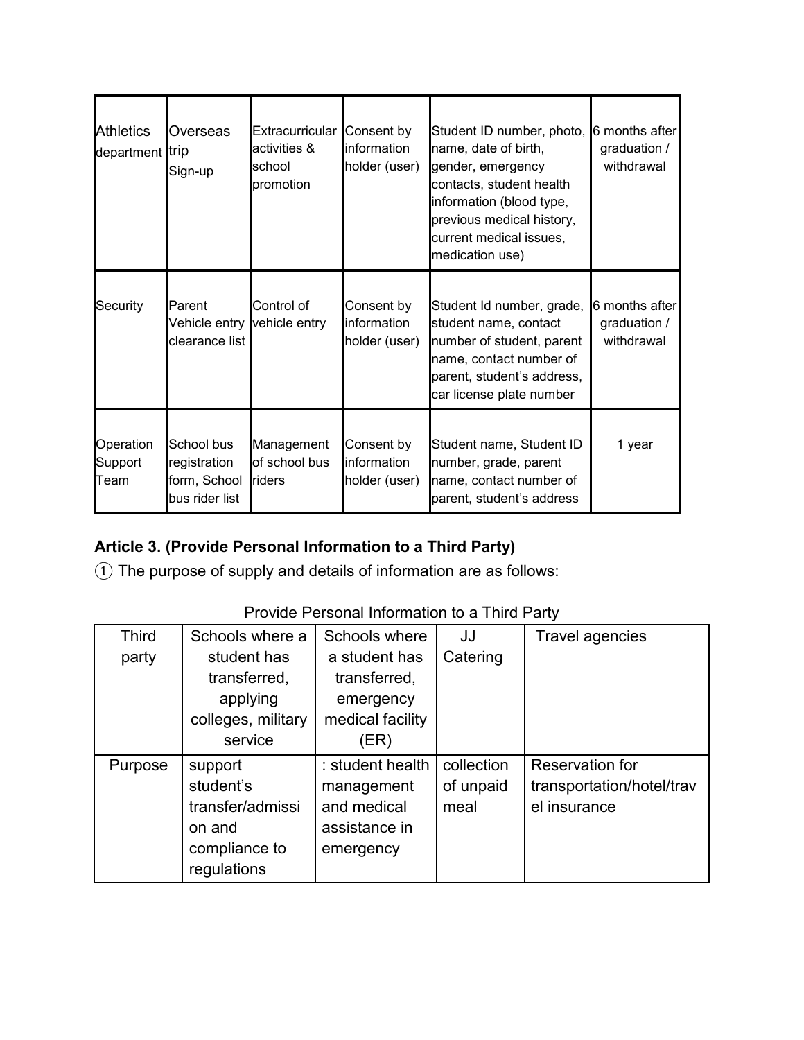| | | | | | |
|---|---|---|---|---|---|
| Athletics department | Overseas trip Sign-up | Extracurricular activities & school promotion | Consent by information holder (user) | Student ID number, photo, name, date of birth, gender, emergency contacts, student health information (blood type, previous medical history, current medical issues, medication use) | 6 months after graduation / withdrawal |
| Security | Parent Vehicle entry clearance list | Control of vehicle entry | Consent by information holder (user) | Student Id number, grade, student name, contact number of student, parent name, contact number of parent, student's address, car license plate number | 6 months after graduation / withdrawal |
| Operation Support Team | School bus registration form, School bus rider list | Management of school bus riders | Consent by information holder (user) | Student name, Student ID number, grade, parent name, contact number of parent, student's address | 1 year |

**Article 3. (Provide Personal Information to a Third Party)**

① The purpose of supply and details of information are as follows:

Provide Personal Information to a Third Party

| Third party | Schools where a student has transferred, applying colleges, military service | Schools where a student has transferred, emergency medical facility (ER) | JJ Catering | Travel agencies |
|---|---|---|---|---|
| Purpose | support student's transfer/admission and compliance to regulations | : student health management and medical assistance in emergency | collection of unpaid meal | Reservation for transportation/hotel/travel insurance |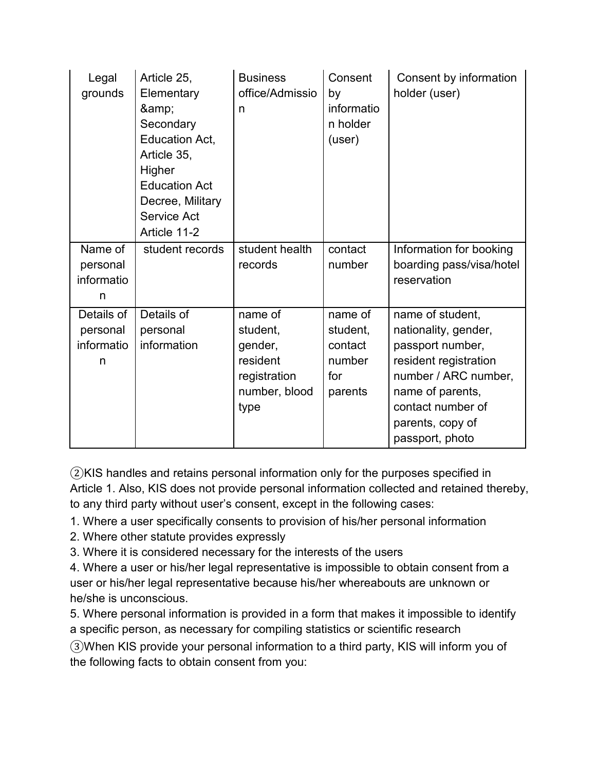| Legal grounds | Article 25, Elementary &amp; Secondary Education Act, Article 35, Higher Education Act Decree, Military Service Act Article 11-2 | Business office/Admission | Consent by information holder (user) | Consent by information holder (user) |
| --- | --- | --- | --- | --- |
| Name of personal information | student records | student health records | contact number | Information for booking boarding pass/visa/hotel reservation |
| Details of personal information | Details of personal information | name of student, gender, resident registration number, blood type | name of student, contact number for parents | name of student, nationality, gender, passport number, resident registration number / ARC number, name of parents, contact number of parents, copy of passport, photo |

②KIS handles and retains personal information only for the purposes specified in Article 1. Also, KIS does not provide personal information collected and retained thereby, to any third party without user's consent, except in the following cases:

1. Where a user specifically consents to provision of his/her personal information
2. Where other statute provides expressly
3. Where it is considered necessary for the interests of the users
4. Where a user or his/her legal representative is impossible to obtain consent from a user or his/her legal representative because his/her whereabouts are unknown or he/she is unconscious.
5. Where personal information is provided in a form that makes it impossible to identify a specific person, as necessary for compiling statistics or scientific research

③When KIS provide your personal information to a third party, KIS will inform you of the following facts to obtain consent from you: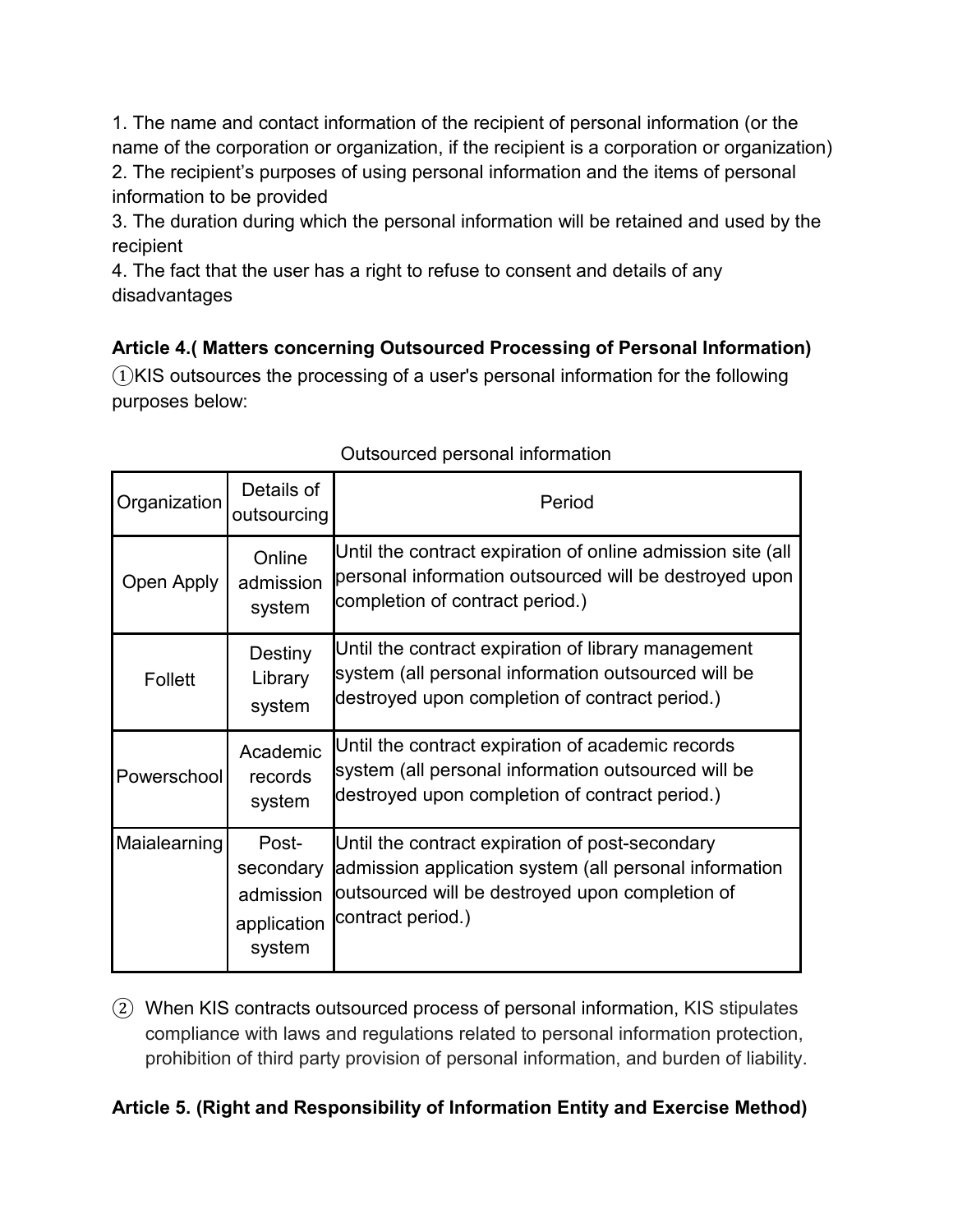1. The name and contact information of the recipient of personal information (or the name of the corporation or organization, if the recipient is a corporation or organization)
2. The recipient's purposes of using personal information and the items of personal information to be provided
3. The duration during which the personal information will be retained and used by the recipient
4. The fact that the user has a right to refuse to consent and details of any disadvantages

**Article 4.( Matters concerning Outsourced Processing of Personal Information)**

①KIS outsources the processing of a user's personal information for the following purposes below:

Outsourced personal information

| Organization | Details of outsourcing | Period |
|---|---|---|
| Open Apply | Online admission system | Until the contract expiration of online admission site (all personal information outsourced will be destroyed upon completion of contract period.) |
| Follett | Destiny Library system | Until the contract expiration of library management system (all personal information outsourced will be destroyed upon completion of contract period.) |
| Powerschool | Academic records system | Until the contract expiration of academic records system (all personal information outsourced will be destroyed upon completion of contract period.) |
| Maialearning | Post-secondary admission application system | Until the contract expiration of post-secondary admission application system (all personal information outsourced will be destroyed upon completion of contract period.) |

② When KIS contracts outsourced process of personal information, KIS stipulates compliance with laws and regulations related to personal information protection, prohibition of third party provision of personal information, and burden of liability.

**Article 5. (Right and Responsibility of Information Entity and Exercise Method)**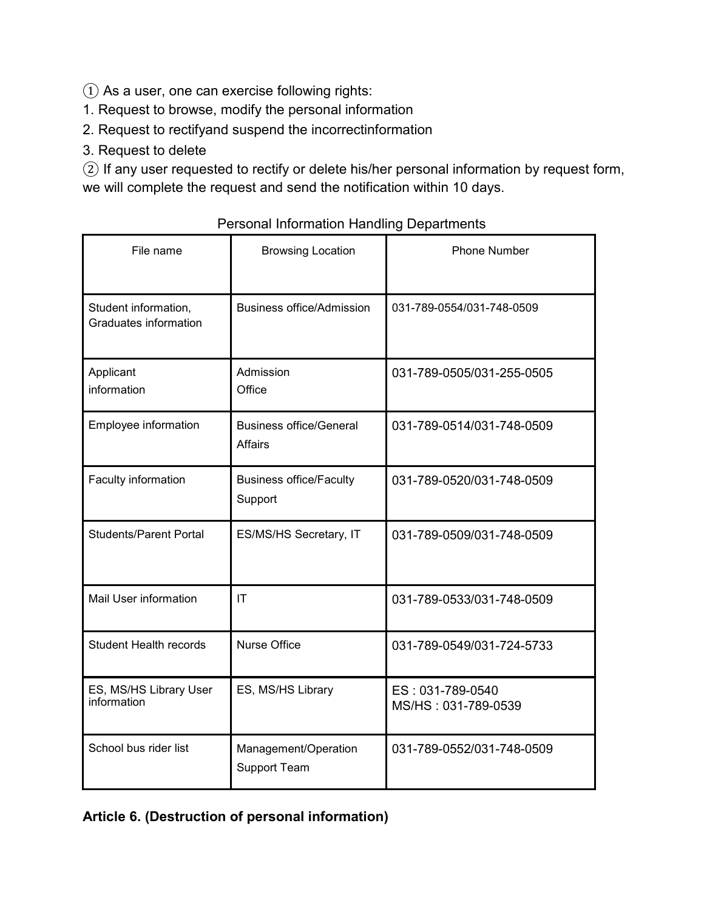① As a user, one can exercise following rights:

1. Request to browse, modify the personal information
2. Request to rectifyand suspend the incorrectinformation
3. Request to delete

② If any user requested to rectify or delete his/her personal information by request form, we will complete the request and send the notification within 10 days.

Personal Information Handling Departments

| File name | Browsing Location | Phone Number |
|---|---|---|
| Student information, Graduates information | Business office/Admission | 031-789-0554/031-748-0509 |
| Applicant information | Admission Office | 031-789-0505/031-255-0505 |
| Employee information | Business office/General Affairs | 031-789-0514/031-748-0509 |
| Faculty information | Business office/Faculty Support | 031-789-0520/031-748-0509 |
| Students/Parent Portal | ES/MS/HS Secretary, IT | 031-789-0509/031-748-0509 |
| Mail User information | IT | 031-789-0533/031-748-0509 |
| Student Health records | Nurse Office | 031-789-0549/031-724-5733 |
| ES, MS/HS Library User information | ES, MS/HS Library | ES : 031-789-0540<br>MS/HS : 031-789-0539 |
| School bus rider list | Management/Operation Support Team | 031-789-0552/031-748-0509 |

**Article 6. (Destruction of personal information)**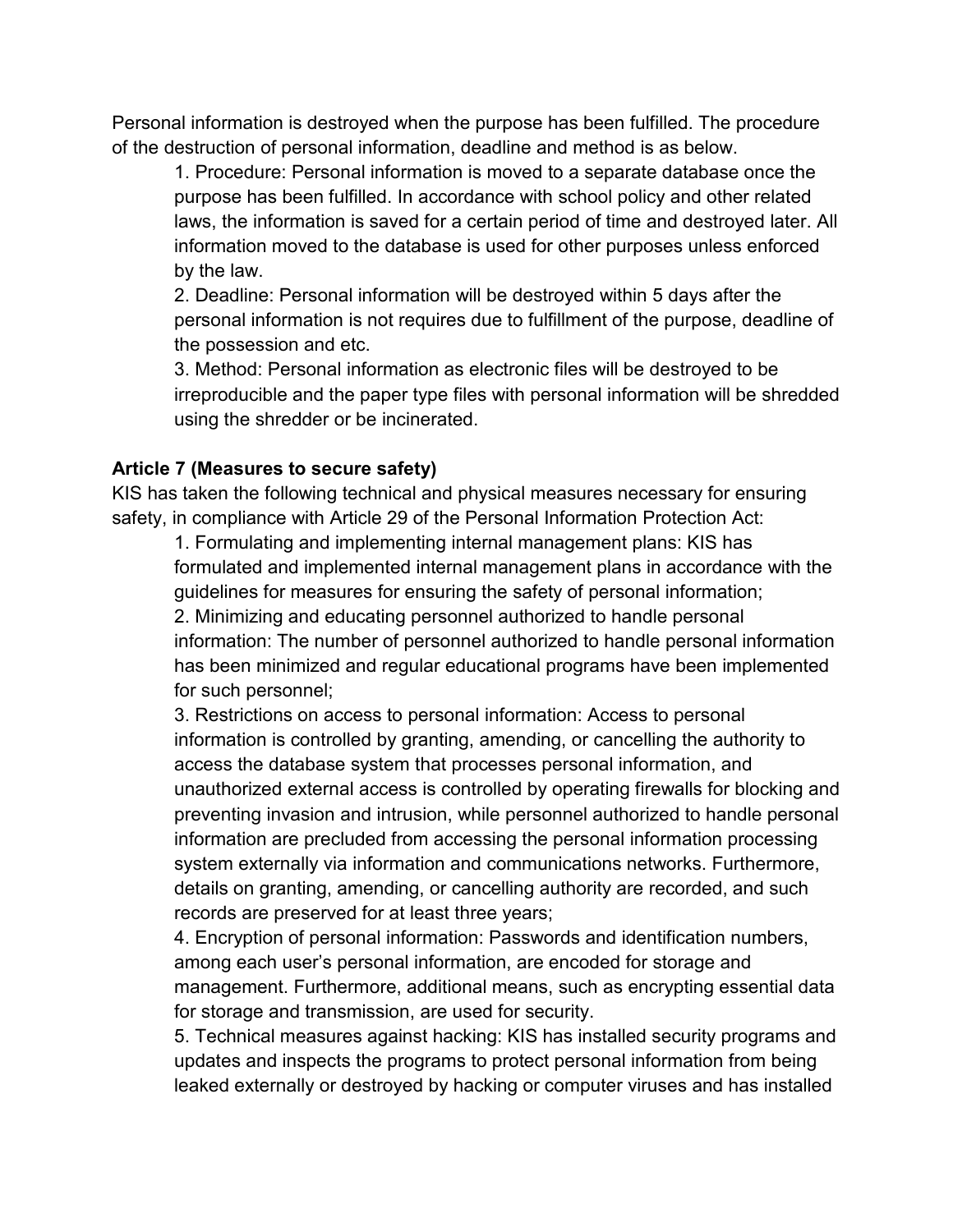Personal information is destroyed when the purpose has been fulfilled. The procedure of the destruction of personal information, deadline and method is as below.

1. Procedure: Personal information is moved to a separate database once the purpose has been fulfilled. In accordance with school policy and other related laws, the information is saved for a certain period of time and destroyed later. All information moved to the database is used for other purposes unless enforced by the law.
2. Deadline: Personal information will be destroyed within 5 days after the personal information is not requires due to fulfillment of the purpose, deadline of the possession and etc.
3. Method: Personal information as electronic files will be destroyed to be irreproducible and the paper type files with personal information will be shredded using the shredder or be incinerated.

**Article 7 (Measures to secure safety)**

KIS has taken the following technical and physical measures necessary for ensuring safety, in compliance with Article 29 of the Personal Information Protection Act:

1. Formulating and implementing internal management plans: KIS has formulated and implemented internal management plans in accordance with the guidelines for measures for ensuring the safety of personal information;
2. Minimizing and educating personnel authorized to handle personal information: The number of personnel authorized to handle personal information has been minimized and regular educational programs have been implemented for such personnel;
3. Restrictions on access to personal information: Access to personal information is controlled by granting, amending, or cancelling the authority to access the database system that processes personal information, and unauthorized external access is controlled by operating firewalls for blocking and preventing invasion and intrusion, while personnel authorized to handle personal information are precluded from accessing the personal information processing system externally via information and communications networks. Furthermore, details on granting, amending, or cancelling authority are recorded, and such records are preserved for at least three years;
4. Encryption of personal information: Passwords and identification numbers, among each user's personal information, are encoded for storage and management. Furthermore, additional means, such as encrypting essential data for storage and transmission, are used for security.
5. Technical measures against hacking: KIS has installed security programs and updates and inspects the programs to protect personal information from being leaked externally or destroyed by hacking or computer viruses and has installed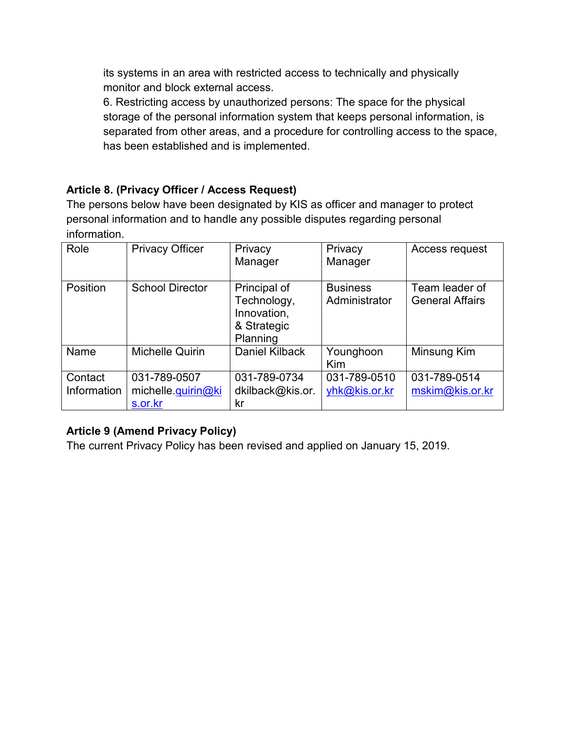its systems in an area with restricted access to technically and physically monitor and block external access.

6. Restricting access by unauthorized persons: The space for the physical storage of the personal information system that keeps personal information, is separated from other areas, and a procedure for controlling access to the space, has been established and is implemented.

**Article 8. (Privacy Officer / Access Request)**

The persons below have been designated by KIS as officer and manager to protect personal information and to handle any possible disputes regarding personal information.

| Role | Privacy Officer | Privacy Manager | Privacy Manager | Access request |
|---|---|---|---|---|
| Position | School Director | Principal of Technology, Innovation, & Strategic Planning | Business Administrator | Team leader of General Affairs |
| Name | Michelle Quirin | Daniel Kilback | Younghoon Kim | Minsung Kim |
| Contact Information | 031-789-0507 michelle.quirin@kis.or.kr | 031-789-0734 dkilback@kis.or.kr | 031-789-0510 yhk@kis.or.kr | 031-789-0514 mskim@kis.or.kr |

**Article 9 (Amend Privacy Policy)**

The current Privacy Policy has been revised and applied on January 15, 2019.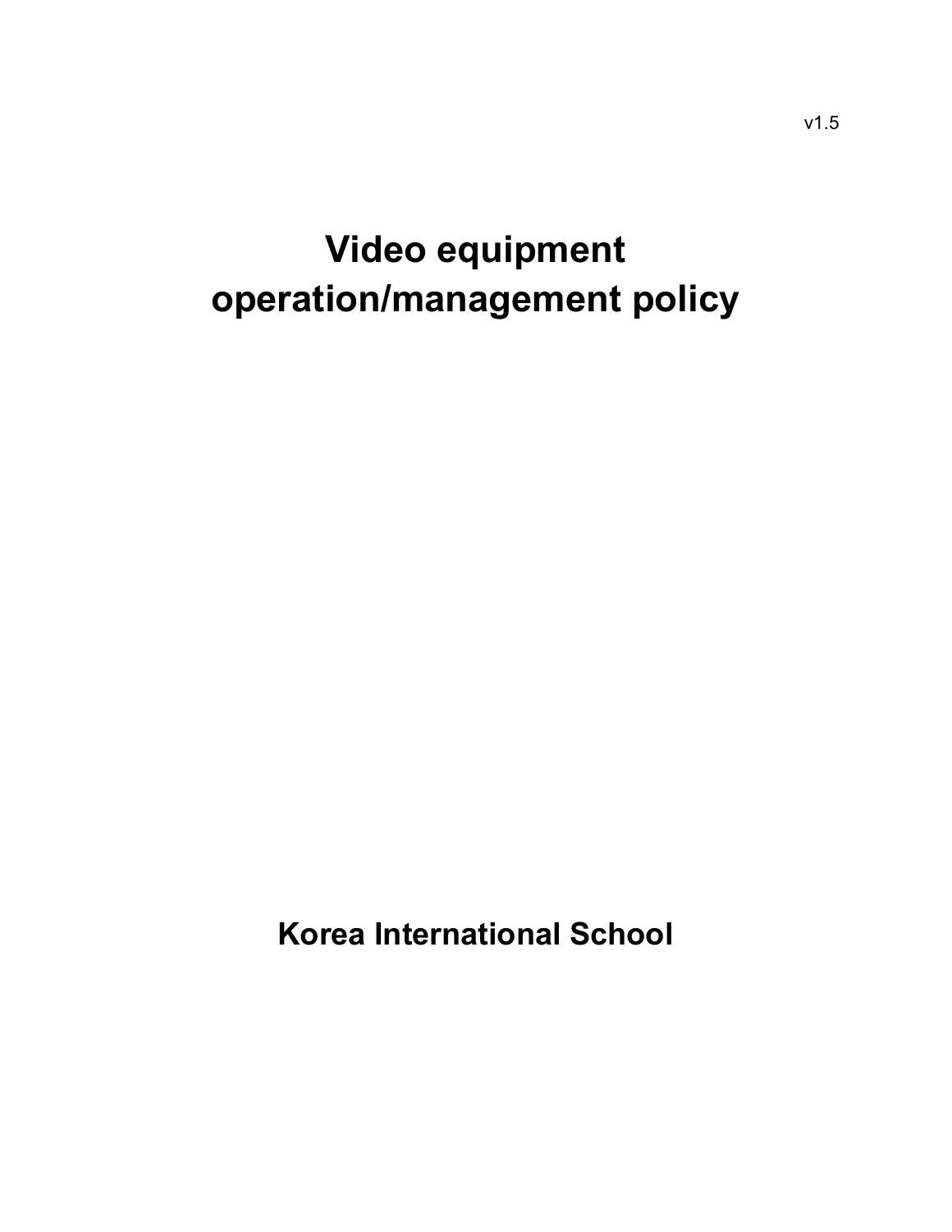v1.5

# Video equipment operation/management policy

**Korea International School**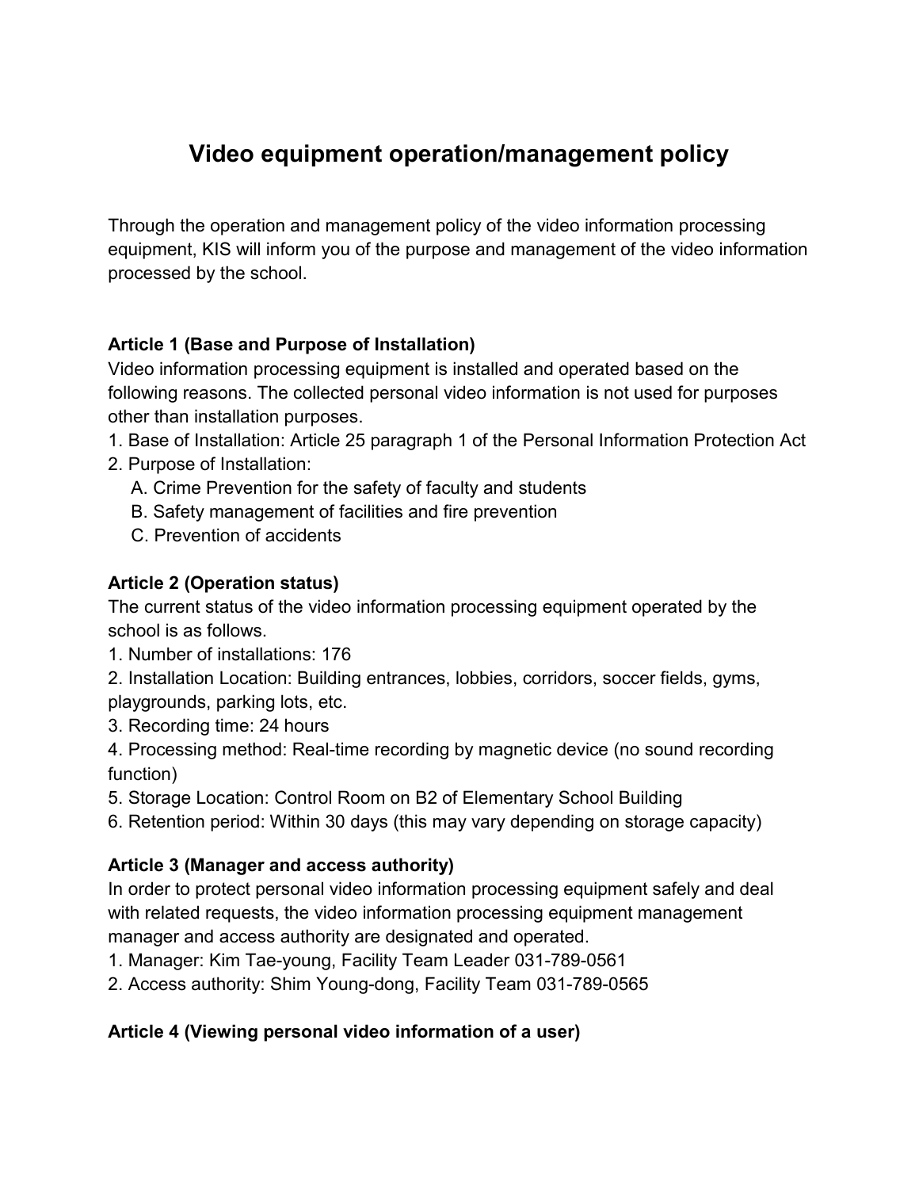# Video equipment operation/management policy

Through the operation and management policy of the video information processing equipment, KIS will inform you of the purpose and management of the video information processed by the school.

**Article 1 (Base and Purpose of Installation)**

Video information processing equipment is installed and operated based on the following reasons. The collected personal video information is not used for purposes other than installation purposes.

1. Base of Installation: Article 25 paragraph 1 of the Personal Information Protection Act
2. Purpose of Installation:
   A. Crime Prevention for the safety of faculty and students
   B. Safety management of facilities and fire prevention
   C. Prevention of accidents

**Article 2 (Operation status)**

The current status of the video information processing equipment operated by the school is as follows.

1. Number of installations: 176
2. Installation Location: Building entrances, lobbies, corridors, soccer fields, gyms, playgrounds, parking lots, etc.
3. Recording time: 24 hours
4. Processing method: Real-time recording by magnetic device (no sound recording function)
5. Storage Location: Control Room on B2 of Elementary School Building
6. Retention period: Within 30 days (this may vary depending on storage capacity)

**Article 3 (Manager and access authority)**

In order to protect personal video information processing equipment safely and deal with related requests, the video information processing equipment management manager and access authority are designated and operated.

1. Manager: Kim Tae-young, Facility Team Leader 031-789-0561
2. Access authority: Shim Young-dong, Facility Team 031-789-0565

**Article 4 (Viewing personal video information of a user)**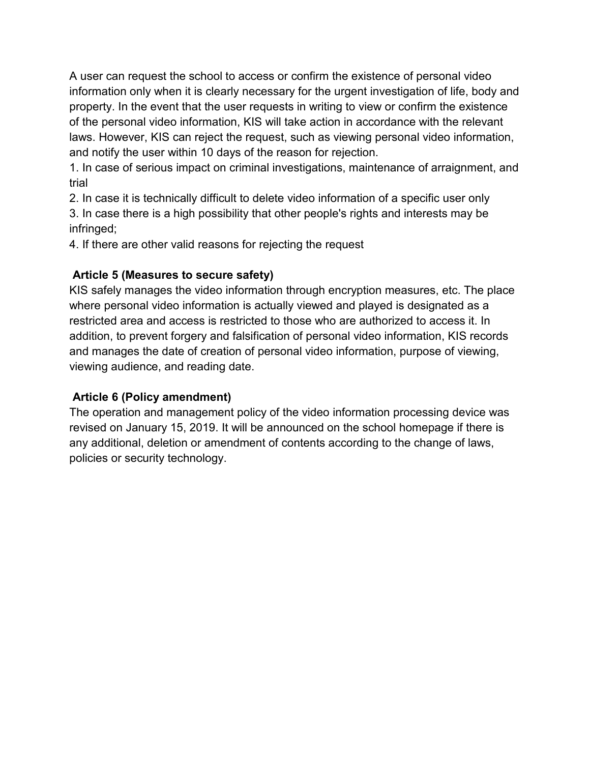A user can request the school to access or confirm the existence of personal video information only when it is clearly necessary for the urgent investigation of life, body and property. In the event that the user requests in writing to view or confirm the existence of the personal video information, KIS will take action in accordance with the relevant laws. However, KIS can reject the request, such as viewing personal video information, and notify the user within 10 days of the reason for rejection.

1. In case of serious impact on criminal investigations, maintenance of arraignment, and trial
2. In case it is technically difficult to delete video information of a specific user only
3. In case there is a high possibility that other people's rights and interests may be infringed;
4. If there are other valid reasons for rejecting the request

### Article 5 (Measures to secure safety)

KIS safely manages the video information through encryption measures, etc. The place where personal video information is actually viewed and played is designated as a restricted area and access is restricted to those who are authorized to access it. In addition, to prevent forgery and falsification of personal video information, KIS records and manages the date of creation of personal video information, purpose of viewing, viewing audience, and reading date.

### Article 6 (Policy amendment)

The operation and management policy of the video information processing device was revised on January 15, 2019. It will be announced on the school homepage if there is any additional, deletion or amendment of contents according to the change of laws, policies or security technology.